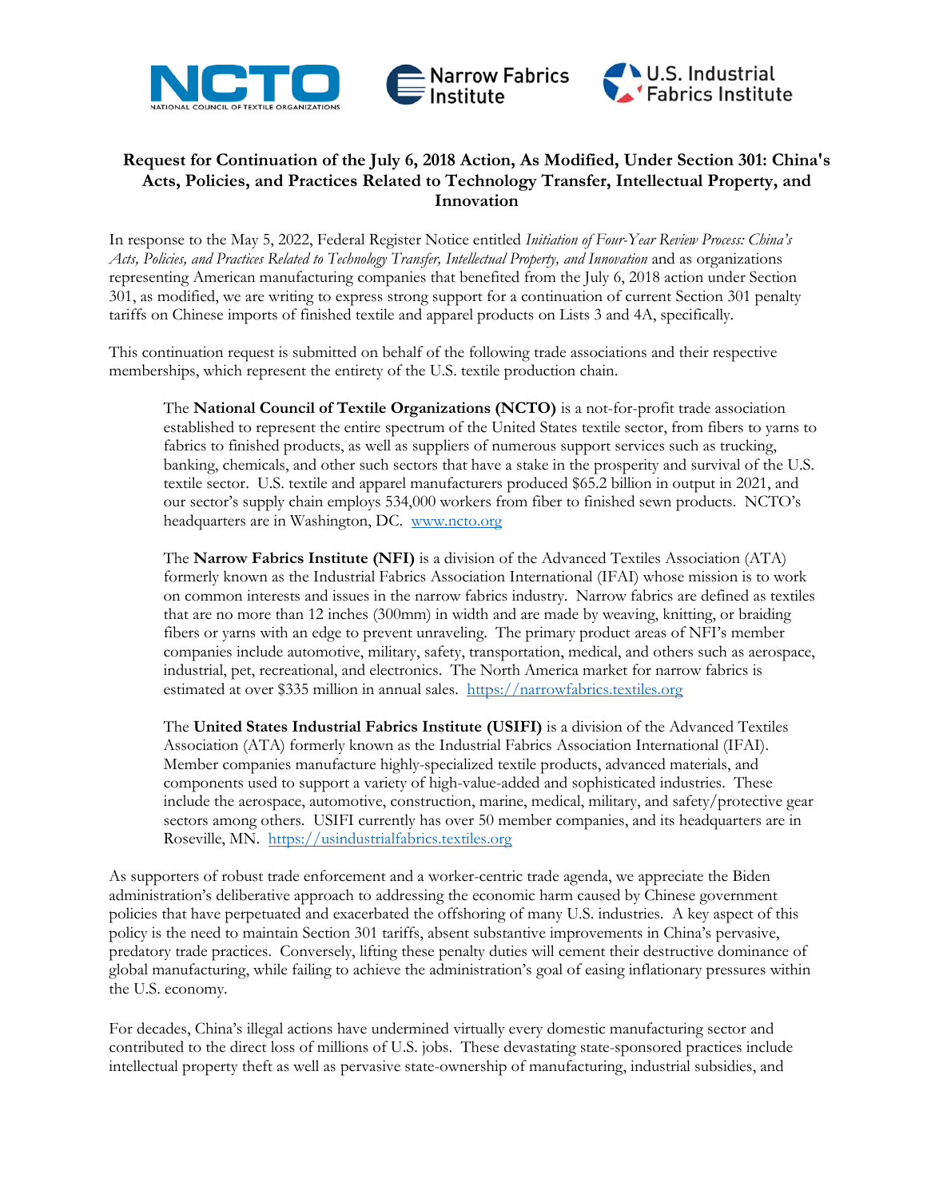NCTO — NATIONAL COUNCIL OF TEXTILE ORGANIZATIONS | Narrow Fabrics Institute | U.S. Industrial Fabrics Institute

# Request for Continuation of the July 6, 2018 Action, As Modified, Under Section 301: China's Acts, Policies, and Practices Related to Technology Transfer, Intellectual Property, and Innovation

In response to the May 5, 2022, Federal Register Notice entitled *Initiation of Four-Year Review Process: China's Acts, Policies, and Practices Related to Technology Transfer, Intellectual Property, and Innovation* and as organizations representing American manufacturing companies that benefited from the July 6, 2018 action under Section 301, as modified, we are writing to express strong support for a continuation of current Section 301 penalty tariffs on Chinese imports of finished textile and apparel products on Lists 3 and 4A, specifically.

This continuation request is submitted on behalf of the following trade associations and their respective memberships, which represent the entirety of the U.S. textile production chain.

> The **National Council of Textile Organizations (NCTO)** is a not-for-profit trade association established to represent the entire spectrum of the United States textile sector, from fibers to yarns to fabrics to finished products, as well as suppliers of numerous support services such as trucking, banking, chemicals, and other such sectors that have a stake in the prosperity and survival of the U.S. textile sector. U.S. textile and apparel manufacturers produced $65.2 billion in output in 2021, and our sector's supply chain employs 534,000 workers from fiber to finished sewn products. NCTO's headquarters are in Washington, DC. [www.ncto.org](www.ncto.org)
>
> The **Narrow Fabrics Institute (NFI)** is a division of the Advanced Textiles Association (ATA) formerly known as the Industrial Fabrics Association International (IFAI) whose mission is to work on common interests and issues in the narrow fabrics industry. Narrow fabrics are defined as textiles that are no more than 12 inches (300mm) in width and are made by weaving, knitting, or braiding fibers or yarns with an edge to prevent unraveling. The primary product areas of NFI's member companies include automotive, military, safety, transportation, medical, and others such as aerospace, industrial, pet, recreational, and electronics. The North America market for narrow fabrics is estimated at over $335 million in annual sales. [https://narrowfabrics.textiles.org](https://narrowfabrics.textiles.org)
>
> The **United States Industrial Fabrics Institute (USIFI)** is a division of the Advanced Textiles Association (ATA) formerly known as the Industrial Fabrics Association International (IFAI). Member companies manufacture highly-specialized textile products, advanced materials, and components used to support a variety of high-value-added and sophisticated industries. These include the aerospace, automotive, construction, marine, medical, military, and safety/protective gear sectors among others. USIFI currently has over 50 member companies, and its headquarters are in Roseville, MN. [https://usindustrialfabrics.textiles.org](https://usindustrialfabrics.textiles.org)

As supporters of robust trade enforcement and a worker-centric trade agenda, we appreciate the Biden administration's deliberative approach to addressing the economic harm caused by Chinese government policies that have perpetuated and exacerbated the offshoring of many U.S. industries. A key aspect of this policy is the need to maintain Section 301 tariffs, absent substantive improvements in China's pervasive, predatory trade practices. Conversely, lifting these penalty duties will cement their destructive dominance of global manufacturing, while failing to achieve the administration's goal of easing inflationary pressures within the U.S. economy.

For decades, China's illegal actions have undermined virtually every domestic manufacturing sector and contributed to the direct loss of millions of U.S. jobs. These devastating state-sponsored practices include intellectual property theft as well as pervasive state-ownership of manufacturing, industrial subsidies, and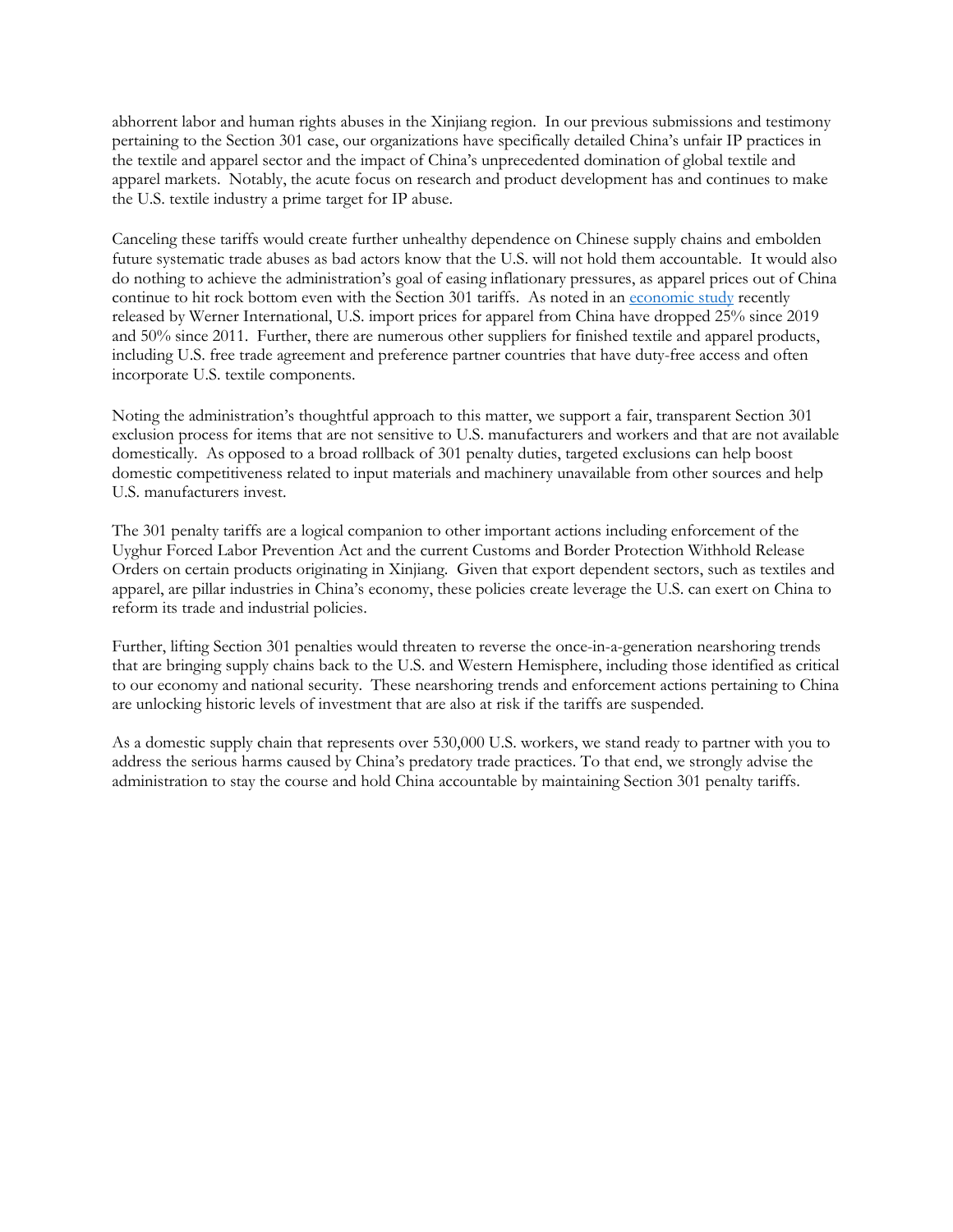abhorrent labor and human rights abuses in the Xinjiang region. In our previous submissions and testimony pertaining to the Section 301 case, our organizations have specifically detailed China's unfair IP practices in the textile and apparel sector and the impact of China's unprecedented domination of global textile and apparel markets. Notably, the acute focus on research and product development has and continues to make the U.S. textile industry a prime target for IP abuse.

Canceling these tariffs would create further unhealthy dependence on Chinese supply chains and embolden future systematic trade abuses as bad actors know that the U.S. will not hold them accountable. It would also do nothing to achieve the administration's goal of easing inflationary pressures, as apparel prices out of China continue to hit rock bottom even with the Section 301 tariffs. As noted in an economic study recently released by Werner International, U.S. import prices for apparel from China have dropped 25% since 2019 and 50% since 2011. Further, there are numerous other suppliers for finished textile and apparel products, including U.S. free trade agreement and preference partner countries that have duty-free access and often incorporate U.S. textile components.

Noting the administration's thoughtful approach to this matter, we support a fair, transparent Section 301 exclusion process for items that are not sensitive to U.S. manufacturers and workers and that are not available domestically. As opposed to a broad rollback of 301 penalty duties, targeted exclusions can help boost domestic competitiveness related to input materials and machinery unavailable from other sources and help U.S. manufacturers invest.

The 301 penalty tariffs are a logical companion to other important actions including enforcement of the Uyghur Forced Labor Prevention Act and the current Customs and Border Protection Withhold Release Orders on certain products originating in Xinjiang. Given that export dependent sectors, such as textiles and apparel, are pillar industries in China's economy, these policies create leverage the U.S. can exert on China to reform its trade and industrial policies.

Further, lifting Section 301 penalties would threaten to reverse the once-in-a-generation nearshoring trends that are bringing supply chains back to the U.S. and Western Hemisphere, including those identified as critical to our economy and national security. These nearshoring trends and enforcement actions pertaining to China are unlocking historic levels of investment that are also at risk if the tariffs are suspended.

As a domestic supply chain that represents over 530,000 U.S. workers, we stand ready to partner with you to address the serious harms caused by China's predatory trade practices. To that end, we strongly advise the administration to stay the course and hold China accountable by maintaining Section 301 penalty tariffs.